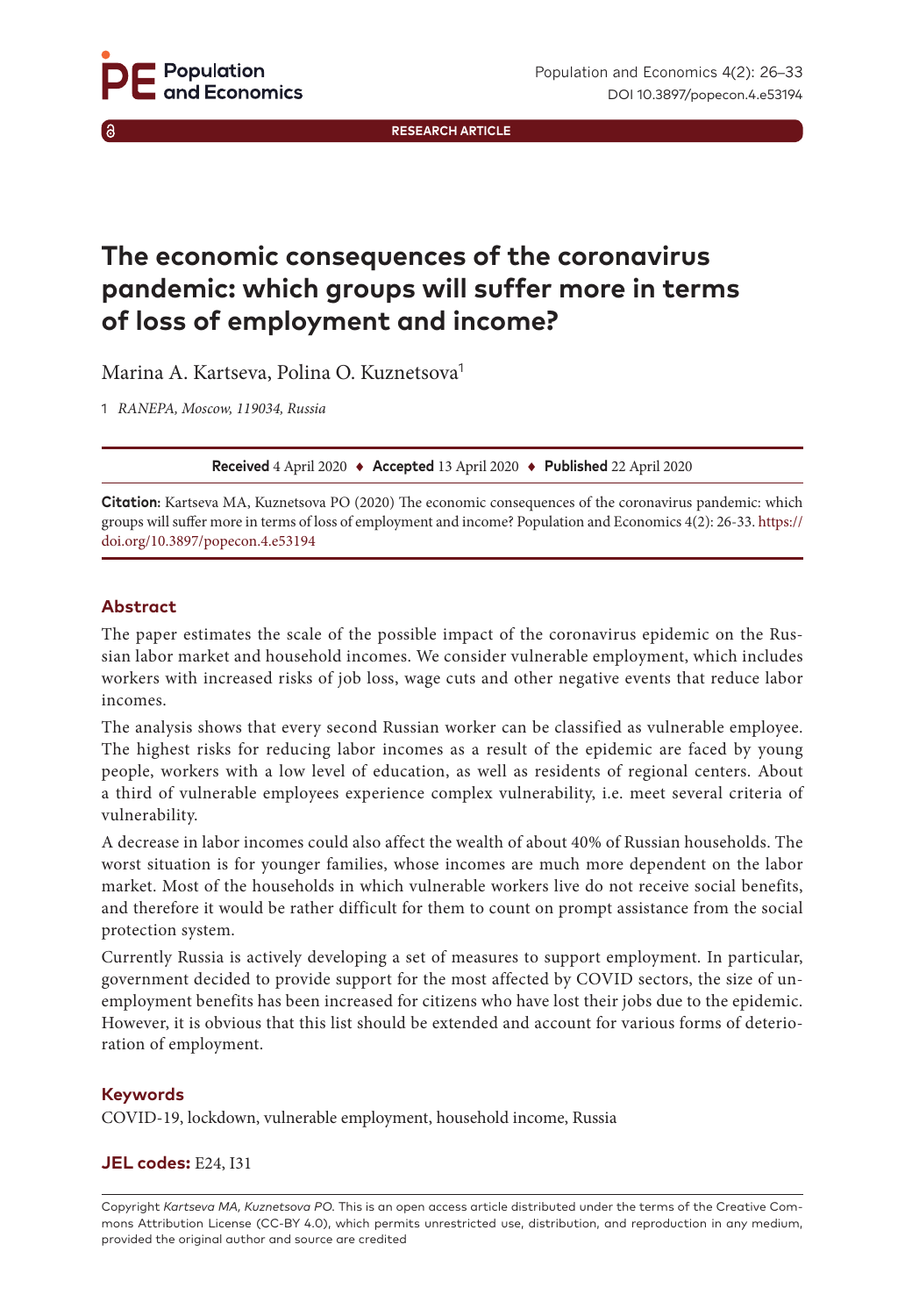RESEARCH ARTICLE

# The economic consequences of the coronavirus pandemic: which groups will suffer more in terms of loss of employment and income?

Marina A. Kartseva, Polina O. Kuznetsova[1]

1 *RANEPA, Moscow, 119034, Russia*

**Received** 4 April 2020 ♦ **Accepted** 13 April 2020 ♦ **Published** 22 April 2020

**Citation:** Kartseva MA, Kuznetsova PO (2020) The economic consequences of the coronavirus pandemic: which groups will suffer more in terms of loss of employment and income? Population and Economics 4(2): 26-33. https://doi.org/10.3897/popecon.4.e53194

## Abstract

The paper estimates the scale of the possible impact of the coronavirus epidemic on the Russian labor market and household incomes. We consider vulnerable employment, which includes workers with increased risks of job loss, wage cuts and other negative events that reduce labor incomes.

The analysis shows that every second Russian worker can be classified as vulnerable employee. The highest risks for reducing labor incomes as a result of the epidemic are faced by young people, workers with a low level of education, as well as residents of regional centers. About a third of vulnerable employees experience complex vulnerability, i.e. meet several criteria of vulnerability.

A decrease in labor incomes could also affect the wealth of about 40% of Russian households. The worst situation is for younger families, whose incomes are much more dependent on the labor market. Most of the households in which vulnerable workers live do not receive social benefits, and therefore it would be rather difficult for them to count on prompt assistance from the social protection system.

Currently Russia is actively developing a set of measures to support employment. In particular, government decided to provide support for the most affected by COVID sectors, the size of unemployment benefits has been increased for citizens who have lost their jobs due to the epidemic. However, it is obvious that this list should be extended and account for various forms of deterioration of employment.

## Keywords

COVID-19, lockdown, vulnerable employment, household income, Russia

## JEL codes: E24, I31

Copyright *Kartseva MA, Kuznetsova PO.* This is an open access article distributed under the terms of the Creative Commons Attribution License (CC-BY 4.0), which permits unrestricted use, distribution, and reproduction in any medium, provided the original author and source are credited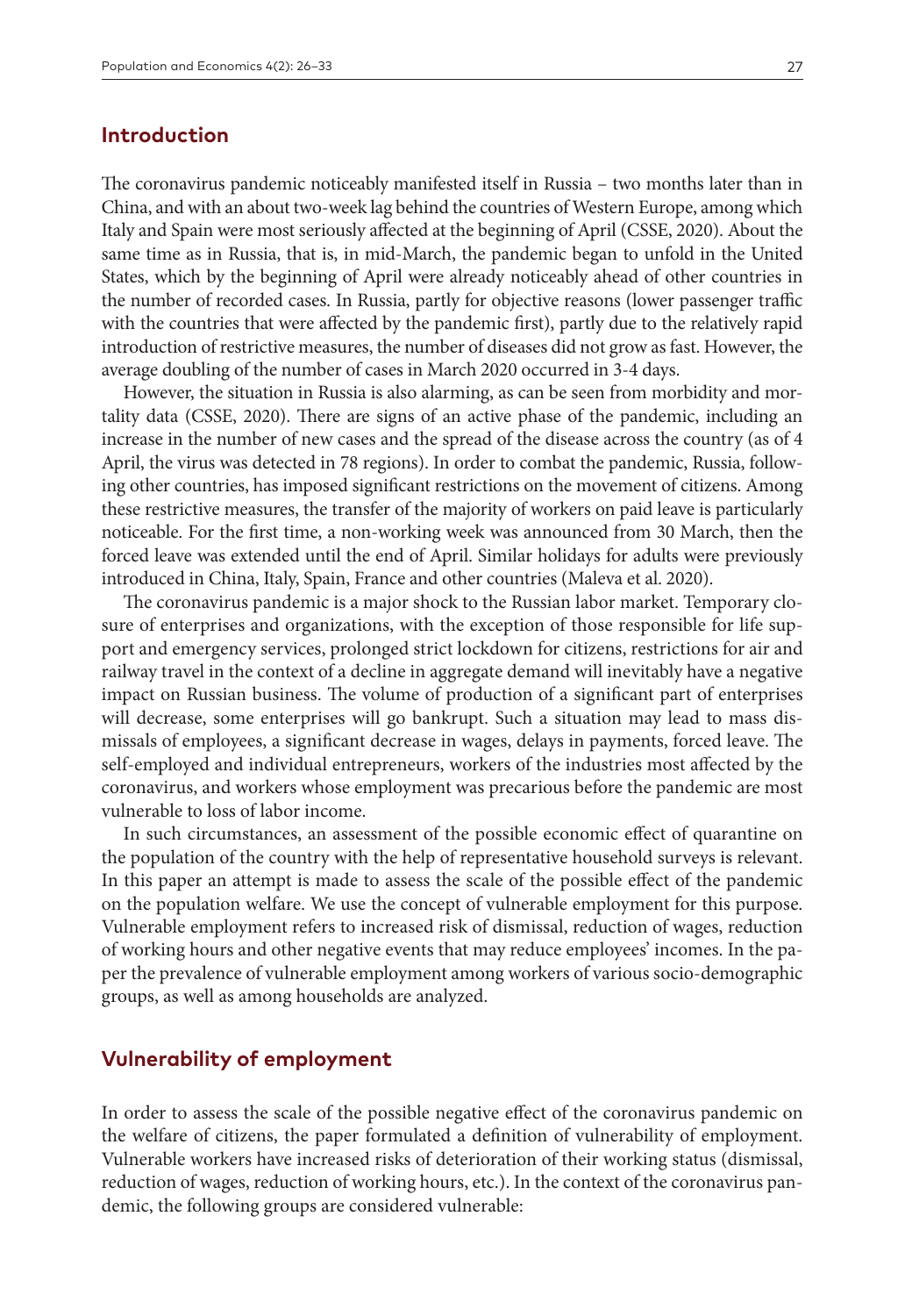## Introduction

The coronavirus pandemic noticeably manifested itself in Russia – two months later than in China, and with an about two-week lag behind the countries of Western Europe, among which Italy and Spain were most seriously affected at the beginning of April (CSSE, 2020). About the same time as in Russia, that is, in mid-March, the pandemic began to unfold in the United States, which by the beginning of April were already noticeably ahead of other countries in the number of recorded cases. In Russia, partly for objective reasons (lower passenger traffic with the countries that were affected by the pandemic first), partly due to the relatively rapid introduction of restrictive measures, the number of diseases did not grow as fast. However, the average doubling of the number of cases in March 2020 occurred in 3-4 days.

However, the situation in Russia is also alarming, as can be seen from morbidity and mortality data (CSSE, 2020). There are signs of an active phase of the pandemic, including an increase in the number of new cases and the spread of the disease across the country (as of 4 April, the virus was detected in 78 regions). In order to combat the pandemic, Russia, following other countries, has imposed significant restrictions on the movement of citizens. Among these restrictive measures, the transfer of the majority of workers on paid leave is particularly noticeable. For the first time, a non-working week was announced from 30 March, then the forced leave was extended until the end of April. Similar holidays for adults were previously introduced in China, Italy, Spain, France and other countries (Maleva et al. 2020).

The coronavirus pandemic is a major shock to the Russian labor market. Temporary closure of enterprises and organizations, with the exception of those responsible for life support and emergency services, prolonged strict lockdown for citizens, restrictions for air and railway travel in the context of a decline in aggregate demand will inevitably have a negative impact on Russian business. The volume of production of a significant part of enterprises will decrease, some enterprises will go bankrupt. Such a situation may lead to mass dismissals of employees, a significant decrease in wages, delays in payments, forced leave. The self-employed and individual entrepreneurs, workers of the industries most affected by the coronavirus, and workers whose employment was precarious before the pandemic are most vulnerable to loss of labor income.

In such circumstances, an assessment of the possible economic effect of quarantine on the population of the country with the help of representative household surveys is relevant. In this paper an attempt is made to assess the scale of the possible effect of the pandemic on the population welfare. We use the concept of vulnerable employment for this purpose. Vulnerable employment refers to increased risk of dismissal, reduction of wages, reduction of working hours and other negative events that may reduce employees' incomes. In the paper the prevalence of vulnerable employment among workers of various socio-demographic groups, as well as among households are analyzed.

## Vulnerability of employment

In order to assess the scale of the possible negative effect of the coronavirus pandemic on the welfare of citizens, the paper formulated a definition of vulnerability of employment. Vulnerable workers have increased risks of deterioration of their working status (dismissal, reduction of wages, reduction of working hours, etc.). In the context of the coronavirus pandemic, the following groups are considered vulnerable: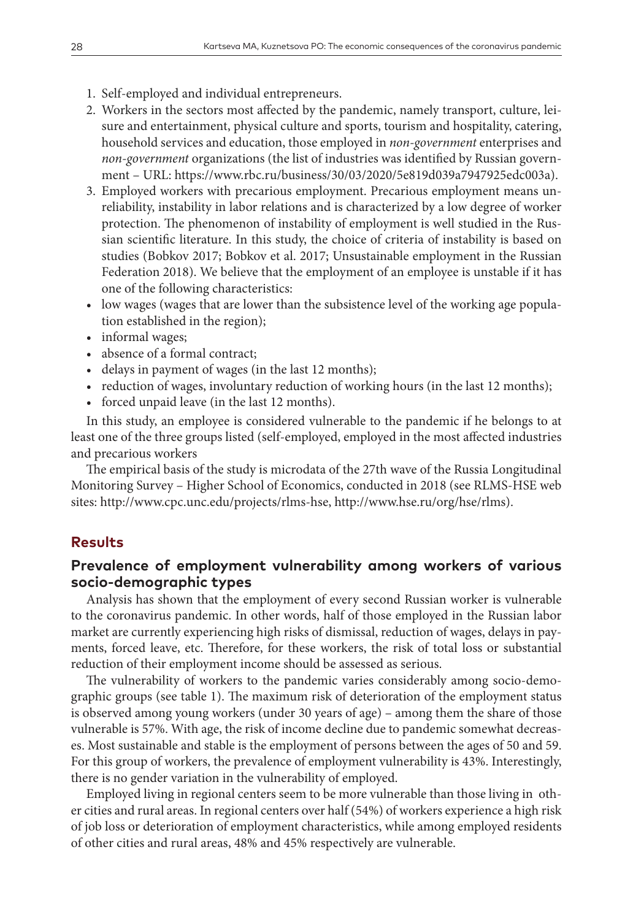1. Self-employed and individual entrepreneurs.
2. Workers in the sectors most affected by the pandemic, namely transport, culture, leisure and entertainment, physical culture and sports, tourism and hospitality, catering, household services and education, those employed in *non-government* enterprises and *non-government* organizations (the list of industries was identified by Russian government – URL: https://www.rbc.ru/business/30/03/2020/5e819d039a7947925edc003a).
3. Employed workers with precarious employment. Precarious employment means unreliability, instability in labor relations and is characterized by a low degree of worker protection. The phenomenon of instability of employment is well studied in the Russian scientific literature. In this study, the choice of criteria of instability is based on studies (Bobkov 2017; Bobkov et al. 2017; Unsustainable employment in the Russian Federation 2018). We believe that the employment of an employee is unstable if it has one of the following characteristics:

- low wages (wages that are lower than the subsistence level of the working age population established in the region);
- informal wages;
- absence of a formal contract;
- delays in payment of wages (in the last 12 months);
- reduction of wages, involuntary reduction of working hours (in the last 12 months);
- forced unpaid leave (in the last 12 months).

In this study, an employee is considered vulnerable to the pandemic if he belongs to at least one of the three groups listed (self-employed, employed in the most affected industries and precarious workers

The empirical basis of the study is microdata of the 27th wave of the Russia Longitudinal Monitoring Survey – Higher School of Economics, conducted in 2018 (see RLMS-HSE web sites: http://www.cpc.unc.edu/projects/rlms-hse, http://www.hse.ru/org/hse/rlms).

## Results

### Prevalence of employment vulnerability among workers of various socio-demographic types

Analysis has shown that the employment of every second Russian worker is vulnerable to the coronavirus pandemic. In other words, half of those employed in the Russian labor market are currently experiencing high risks of dismissal, reduction of wages, delays in payments, forced leave, etc. Therefore, for these workers, the risk of total loss or substantial reduction of their employment income should be assessed as serious.

The vulnerability of workers to the pandemic varies considerably among socio-demographic groups (see table 1). The maximum risk of deterioration of the employment status is observed among young workers (under 30 years of age) – among them the share of those vulnerable is 57%. With age, the risk of income decline due to pandemic somewhat decreases. Most sustainable and stable is the employment of persons between the ages of 50 and 59. For this group of workers, the prevalence of employment vulnerability is 43%. Interestingly, there is no gender variation in the vulnerability of employed.

Employed living in regional centers seem to be more vulnerable than those living in other cities and rural areas. In regional centers over half (54%) of workers experience a high risk of job loss or deterioration of employment characteristics, while among employed residents of other cities and rural areas, 48% and 45% respectively are vulnerable.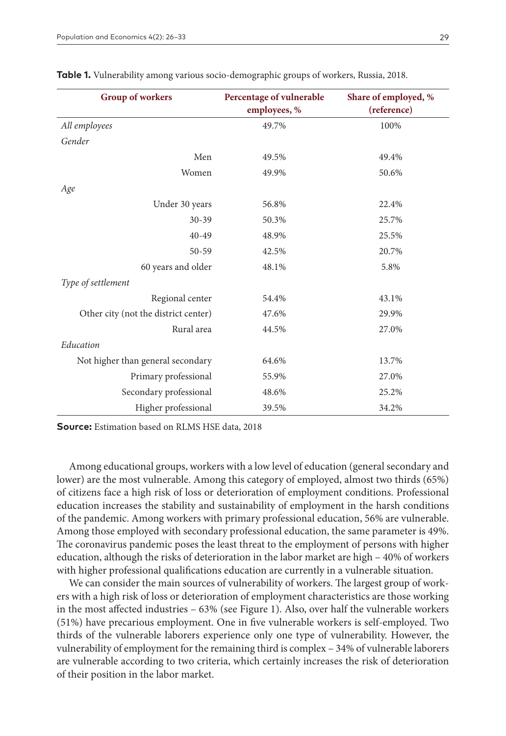**Table 1.** Vulnerability among various socio-demographic groups of workers, Russia, 2018.

| Group of workers | Percentage of vulnerable employees, % | Share of employed, % (reference) |
|---|---|---|
| *All employees* | 49.7% | 100% |
| *Gender* | | |
| Men | 49.5% | 49.4% |
| Women | 49.9% | 50.6% |
| *Age* | | |
| Under 30 years | 56.8% | 22.4% |
| 30-39 | 50.3% | 25.7% |
| 40-49 | 48.9% | 25.5% |
| 50-59 | 42.5% | 20.7% |
| 60 years and older | 48.1% | 5.8% |
| *Type of settlement* | | |
| Regional center | 54.4% | 43.1% |
| Other city (not the district center) | 47.6% | 29.9% |
| Rural area | 44.5% | 27.0% |
| *Education* | | |
| Not higher than general secondary | 64.6% | 13.7% |
| Primary professional | 55.9% | 27.0% |
| Secondary professional | 48.6% | 25.2% |
| Higher professional | 39.5% | 34.2% |

**Source:** Estimation based on RLMS HSE data, 2018

Among educational groups, workers with a low level of education (general secondary and lower) are the most vulnerable. Among this category of employed, almost two thirds (65%) of citizens face a high risk of loss or deterioration of employment conditions. Professional education increases the stability and sustainability of employment in the harsh conditions of the pandemic. Among workers with primary professional education, 56% are vulnerable. Among those employed with secondary professional education, the same parameter is 49%. The coronavirus pandemic poses the least threat to the employment of persons with higher education, although the risks of deterioration in the labor market are high – 40% of workers with higher professional qualifications education are currently in a vulnerable situation.

We can consider the main sources of vulnerability of workers. The largest group of workers with a high risk of loss or deterioration of employment characteristics are those working in the most affected industries – 63% (see Figure 1). Also, over half the vulnerable workers (51%) have precarious employment. One in five vulnerable workers is self-employed. Two thirds of the vulnerable laborers experience only one type of vulnerability. However, the vulnerability of employment for the remaining third is complex – 34% of vulnerable laborers are vulnerable according to two criteria, which certainly increases the risk of deterioration of their position in the labor market.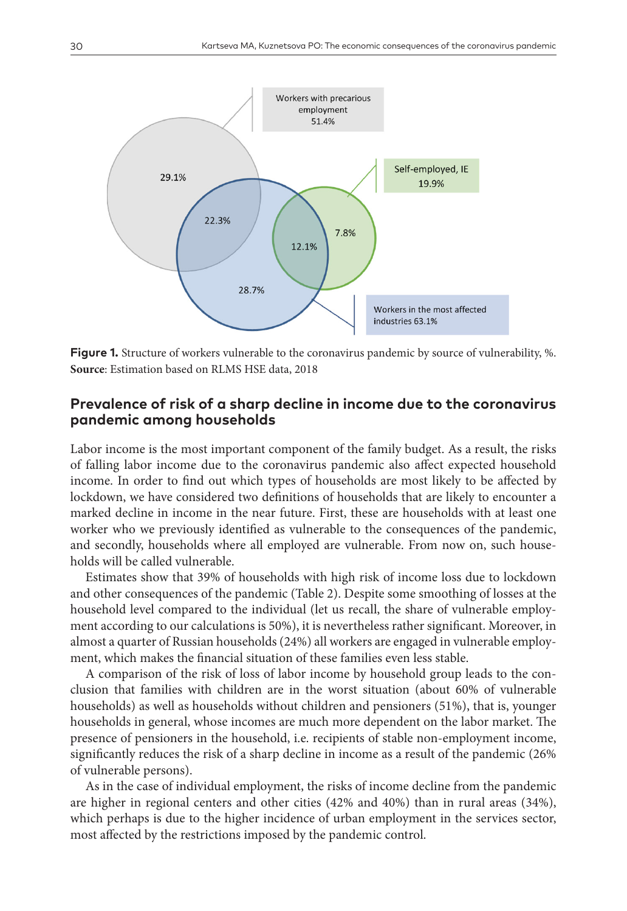**Figure 1.** Structure of workers vulnerable to the coronavirus pandemic by source of vulnerability, %.
**Source**: Estimation based on RLMS HSE data, 2018

## Prevalence of risk of a sharp decline in income due to the coronavirus pandemic among households

Labor income is the most important component of the family budget. As a result, the risks of falling labor income due to the coronavirus pandemic also affect expected household income. In order to find out which types of households are most likely to be affected by lockdown, we have considered two definitions of households that are likely to encounter a marked decline in income in the near future. First, these are households with at least one worker who we previously identified as vulnerable to the consequences of the pandemic, and secondly, households where all employed are vulnerable. From now on, such households will be called vulnerable.

Estimates show that 39% of households with high risk of income loss due to lockdown and other consequences of the pandemic (Table 2). Despite some smoothing of losses at the household level compared to the individual (let us recall, the share of vulnerable employment according to our calculations is 50%), it is nevertheless rather significant. Moreover, in almost a quarter of Russian households (24%) all workers are engaged in vulnerable employment, which makes the financial situation of these families even less stable.

A comparison of the risk of loss of labor income by household group leads to the conclusion that families with children are in the worst situation (about 60% of vulnerable households) as well as households without children and pensioners (51%), that is, younger households in general, whose incomes are much more dependent on the labor market. The presence of pensioners in the household, i.e. recipients of stable non-employment income, significantly reduces the risk of a sharp decline in income as a result of the pandemic (26% of vulnerable persons).

As in the case of individual employment, the risks of income decline from the pandemic are higher in regional centers and other cities (42% and 40%) than in rural areas (34%), which perhaps is due to the higher incidence of urban employment in the services sector, most affected by the restrictions imposed by the pandemic control.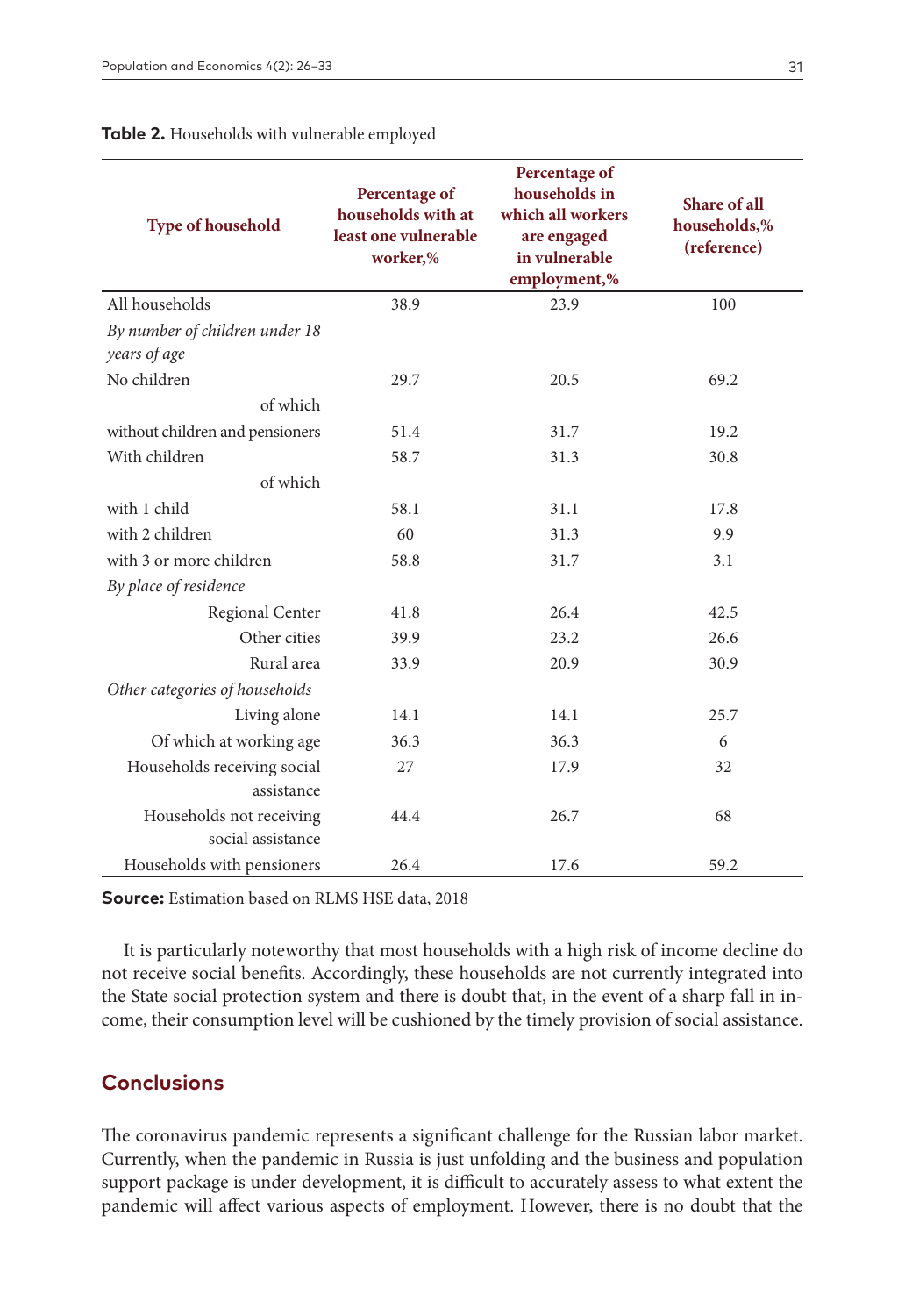**Table 2.** Households with vulnerable employed

| Type of household | Percentage of households with at least one vulnerable worker,% | Percentage of households in which all workers are engaged in vulnerable employment,% | Share of all households,% (reference) |
|---|---|---|---|
| All households | 38.9 | 23.9 | 100 |
| *By number of children under 18 years of age* | | | |
| No children | 29.7 | 20.5 | 69.2 |
| of which | | | |
| without children and pensioners | 51.4 | 31.7 | 19.2 |
| With children | 58.7 | 31.3 | 30.8 |
| of which | | | |
| with 1 child | 58.1 | 31.1 | 17.8 |
| with 2 children | 60 | 31.3 | 9.9 |
| with 3 or more children | 58.8 | 31.7 | 3.1 |
| *By place of residence* | | | |
| Regional Center | 41.8 | 26.4 | 42.5 |
| Other cities | 39.9 | 23.2 | 26.6 |
| Rural area | 33.9 | 20.9 | 30.9 |
| *Other categories of households* | | | |
| Living alone | 14.1 | 14.1 | 25.7 |
| Of which at working age | 36.3 | 36.3 | 6 |
| Households receiving social assistance | 27 | 17.9 | 32 |
| Households not receiving social assistance | 44.4 | 26.7 | 68 |
| Households with pensioners | 26.4 | 17.6 | 59.2 |

**Source:** Estimation based on RLMS HSE data, 2018

It is particularly noteworthy that most households with a high risk of income decline do not receive social benefits. Accordingly, these households are not currently integrated into the State social protection system and there is doubt that, in the event of a sharp fall in income, their consumption level will be cushioned by the timely provision of social assistance.

## Conclusions

The coronavirus pandemic represents a significant challenge for the Russian labor market. Currently, when the pandemic in Russia is just unfolding and the business and population support package is under development, it is difficult to accurately assess to what extent the pandemic will affect various aspects of employment. However, there is no doubt that the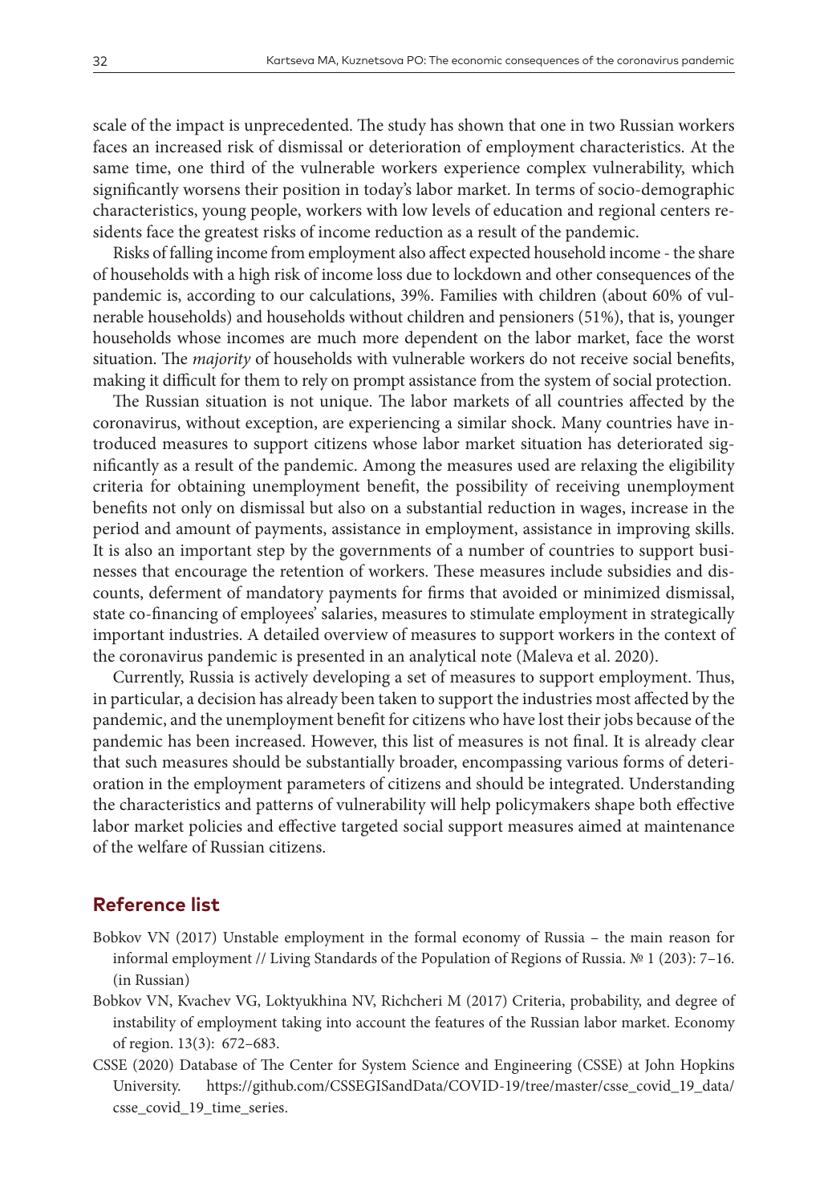scale of the impact is unprecedented. The study has shown that one in two Russian workers faces an increased risk of dismissal or deterioration of employment characteristics. At the same time, one third of the vulnerable workers experience complex vulnerability, which significantly worsens their position in today's labor market. In terms of socio-demographic characteristics, young people, workers with low levels of education and regional centers residents face the greatest risks of income reduction as a result of the pandemic.

Risks of falling income from employment also affect expected household income - the share of households with a high risk of income loss due to lockdown and other consequences of the pandemic is, according to our calculations, 39%. Families with children (about 60% of vulnerable households) and households without children and pensioners (51%), that is, younger households whose incomes are much more dependent on the labor market, face the worst situation. The *majority* of households with vulnerable workers do not receive social benefits, making it difficult for them to rely on prompt assistance from the system of social protection.

The Russian situation is not unique. The labor markets of all countries affected by the coronavirus, without exception, are experiencing a similar shock. Many countries have introduced measures to support citizens whose labor market situation has deteriorated significantly as a result of the pandemic. Among the measures used are relaxing the eligibility criteria for obtaining unemployment benefit, the possibility of receiving unemployment benefits not only on dismissal but also on a substantial reduction in wages, increase in the period and amount of payments, assistance in employment, assistance in improving skills. It is also an important step by the governments of a number of countries to support businesses that encourage the retention of workers. These measures include subsidies and discounts, deferment of mandatory payments for firms that avoided or minimized dismissal, state co-financing of employees' salaries, measures to stimulate employment in strategically important industries. A detailed overview of measures to support workers in the context of the coronavirus pandemic is presented in an analytical note (Maleva et al. 2020).

Currently, Russia is actively developing a set of measures to support employment. Thus, in particular, a decision has already been taken to support the industries most affected by the pandemic, and the unemployment benefit for citizens who have lost their jobs because of the pandemic has been increased. However, this list of measures is not final. It is already clear that such measures should be substantially broader, encompassing various forms of deterioration in the employment parameters of citizens and should be integrated. Understanding the characteristics and patterns of vulnerability will help policymakers shape both effective labor market policies and effective targeted social support measures aimed at maintenance of the welfare of Russian citizens.

## Reference list

Bobkov VN (2017) Unstable employment in the formal economy of Russia – the main reason for informal employment // Living Standards of the Population of Regions of Russia. № 1 (203): 7–16. (in Russian)

Bobkov VN, Kvachev VG, Loktyukhina NV, Richcheri M (2017) Criteria, probability, and degree of instability of employment taking into account the features of the Russian labor market. Economy of region. 13(3): 672–683.

CSSE (2020) Database of The Center for System Science and Engineering (CSSE) at John Hopkins University. https://github.com/CSSEGISandData/COVID-19/tree/master/csse_covid_19_data/csse_covid_19_time_series.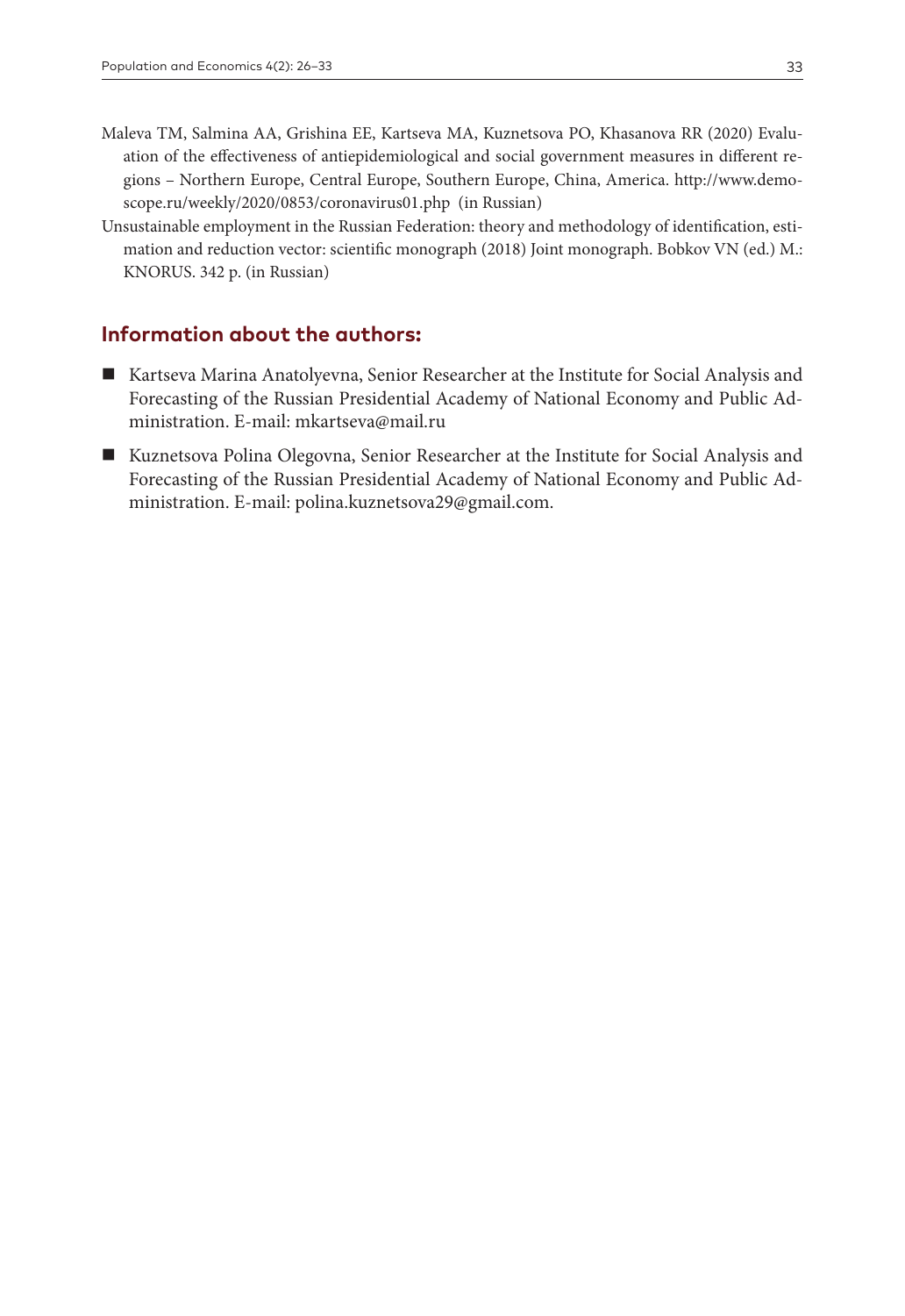Maleva TM, Salmina AA, Grishina EE, Kartseva MA, Kuznetsova PO, Khasanova RR (2020) Evaluation of the effectiveness of antiepidemiological and social government measures in different regions – Northern Europe, Central Europe, Southern Europe, China, America. http://www.demoscope.ru/weekly/2020/0853/coronavirus01.php (in Russian)

Unsustainable employment in the Russian Federation: theory and methodology of identification, estimation and reduction vector: scientific monograph (2018) Joint monograph. Bobkov VN (ed.) M.: KNORUS. 342 p. (in Russian)

## Information about the authors:

- Kartseva Marina Anatolyevna, Senior Researcher at the Institute for Social Analysis and Forecasting of the Russian Presidential Academy of National Economy and Public Administration. E-mail: mkartseva@mail.ru
- Kuznetsova Polina Olegovna, Senior Researcher at the Institute for Social Analysis and Forecasting of the Russian Presidential Academy of National Economy and Public Administration. E-mail: polina.kuznetsova29@gmail.com.